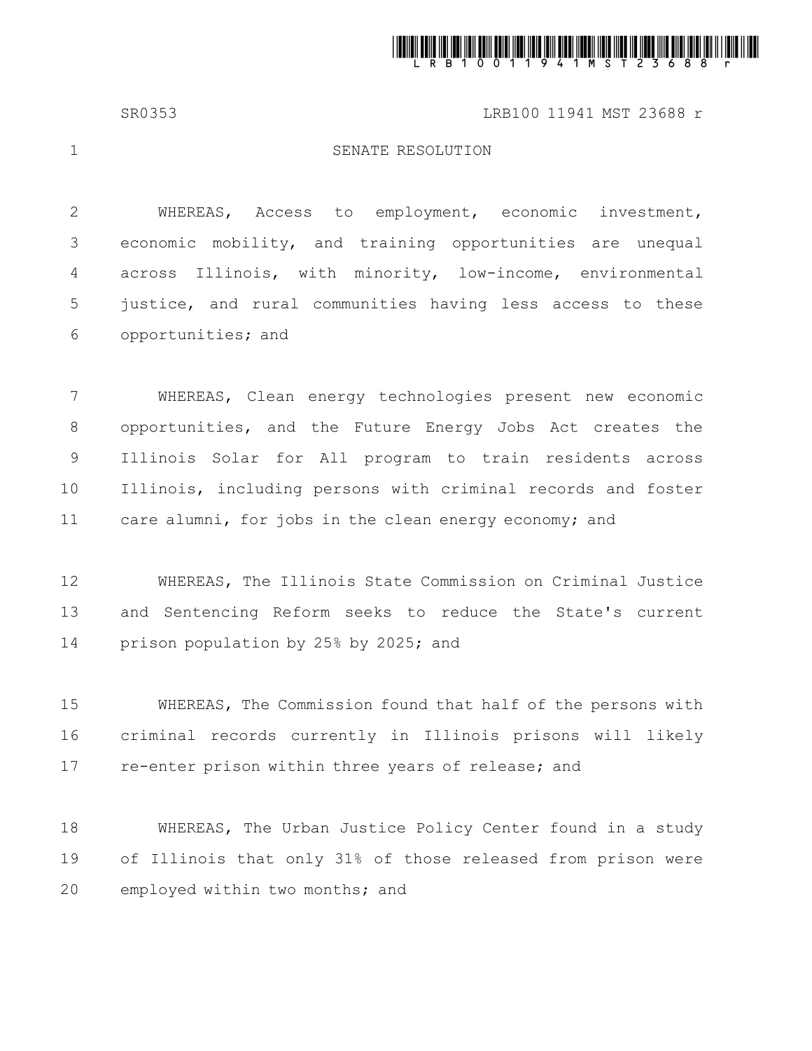# SENATE RESOLUTION

WHEREAS, Access to employment, economic investment, economic mobility, and training opportunities are unequal across Illinois, with minority, low-income, environmental justice, and rural communities having less access to these opportunities; and

WHEREAS, Clean energy technologies present new economic opportunities, and the Future Energy Jobs Act creates the Illinois Solar for All program to train residents across Illinois, including persons with criminal records and foster care alumni, for jobs in the clean energy economy; and

WHEREAS, The Illinois State Commission on Criminal Justice and Sentencing Reform seeks to reduce the State's current prison population by 25% by 2025; and

WHEREAS, The Commission found that half of the persons with criminal records currently in Illinois prisons will likely re-enter prison within three years of release; and

WHEREAS, The Urban Justice Policy Center found in a study of Illinois that only 31% of those released from prison were employed within two months; and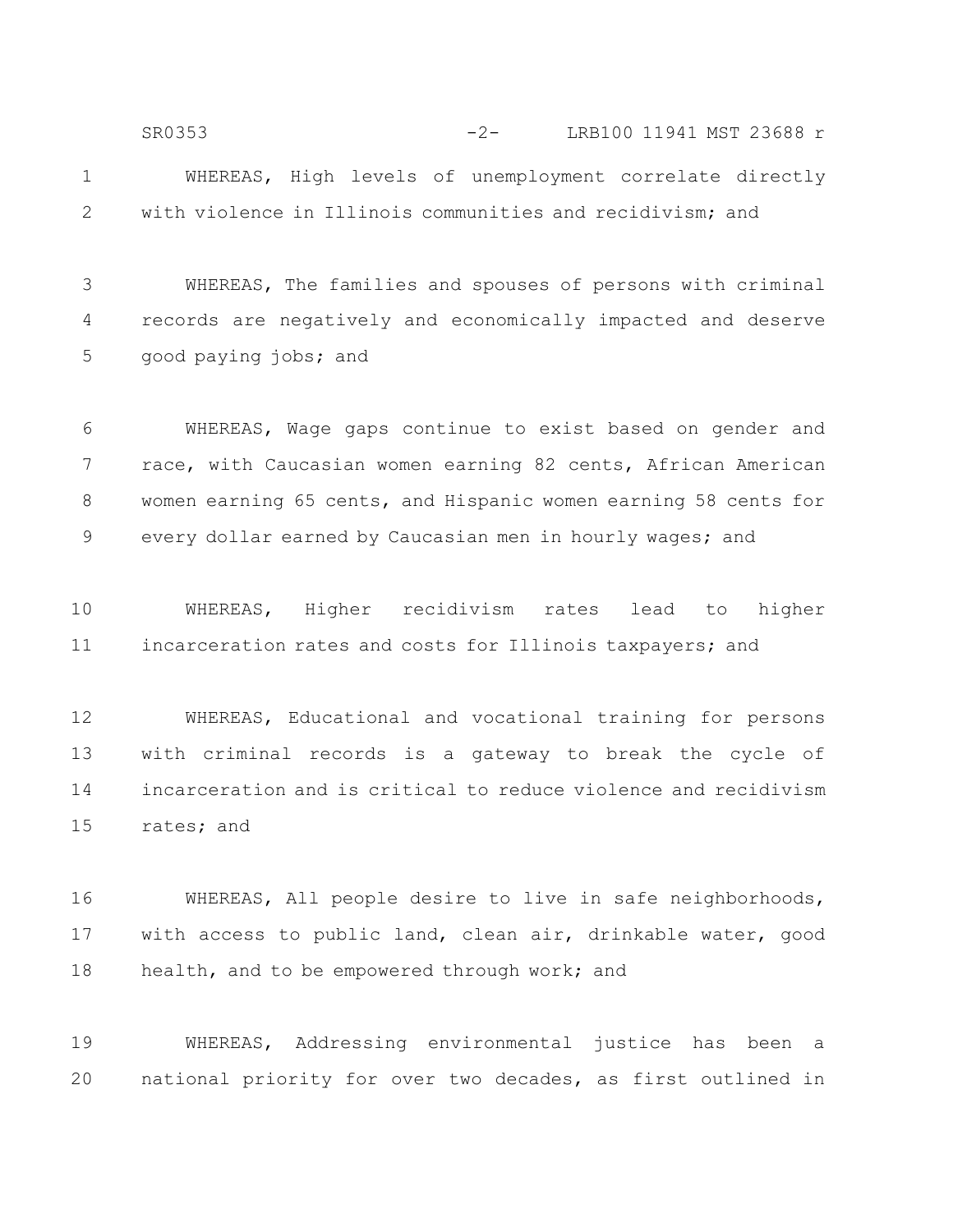WHEREAS, High levels of unemployment correlate directly with violence in Illinois communities and recidivism; and

WHEREAS, The families and spouses of persons with criminal records are negatively and economically impacted and deserve good paying jobs; and

WHEREAS, Wage gaps continue to exist based on gender and race, with Caucasian women earning 82 cents, African American women earning 65 cents, and Hispanic women earning 58 cents for every dollar earned by Caucasian men in hourly wages; and

WHEREAS, Higher recidivism rates lead to higher incarceration rates and costs for Illinois taxpayers; and

WHEREAS, Educational and vocational training for persons with criminal records is a gateway to break the cycle of incarceration and is critical to reduce violence and recidivism rates; and

WHEREAS, All people desire to live in safe neighborhoods, with access to public land, clean air, drinkable water, good health, and to be empowered through work; and

WHEREAS, Addressing environmental justice has been a national priority for over two decades, as first outlined in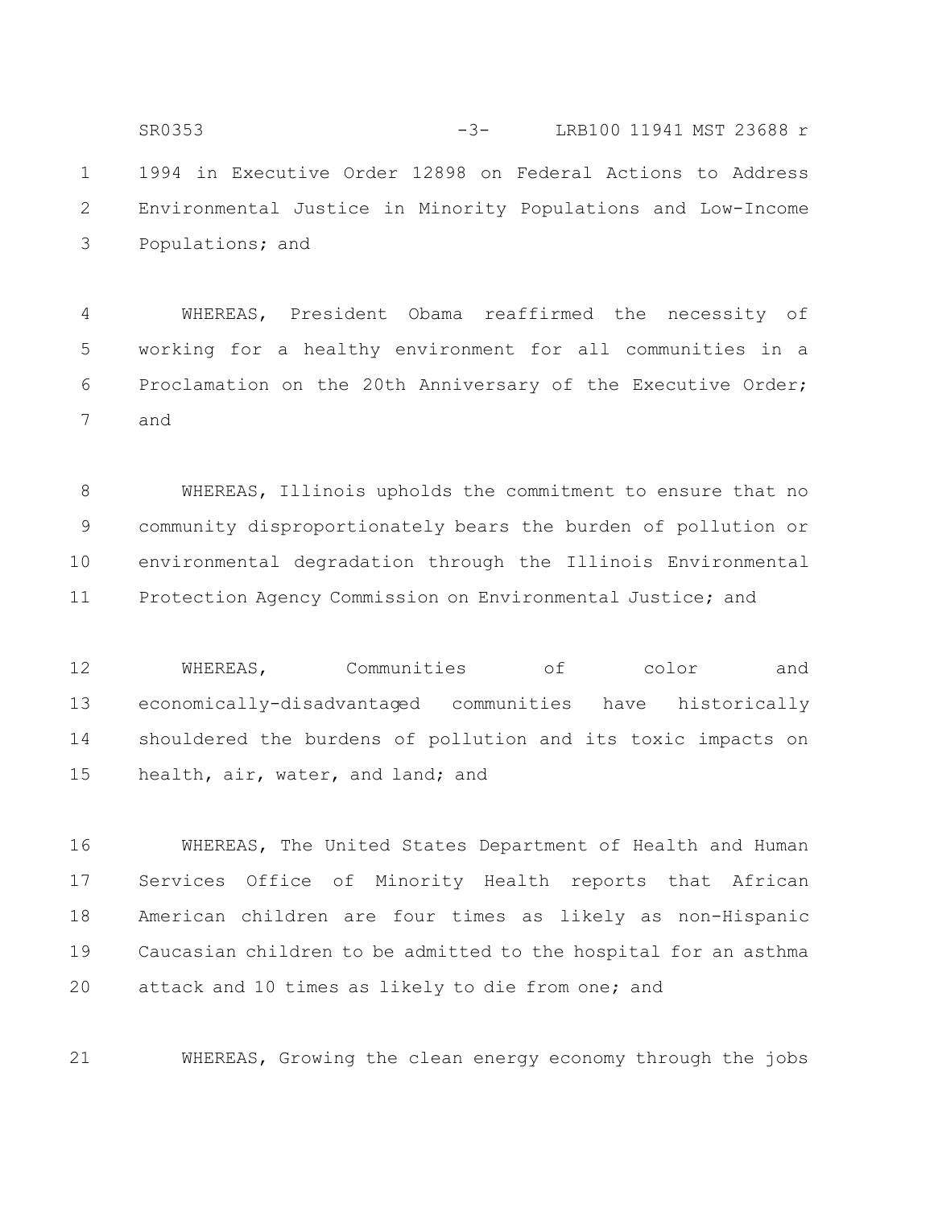1994 in Executive Order 12898 on Federal Actions to Address Environmental Justice in Minority Populations and Low-Income Populations; and

WHEREAS, President Obama reaffirmed the necessity of working for a healthy environment for all communities in a Proclamation on the 20th Anniversary of the Executive Order; and

WHEREAS, Illinois upholds the commitment to ensure that no community disproportionately bears the burden of pollution or environmental degradation through the Illinois Environmental Protection Agency Commission on Environmental Justice; and

WHEREAS, Communities of color and economically-disadvantaged communities have historically shouldered the burdens of pollution and its toxic impacts on health, air, water, and land; and

WHEREAS, The United States Department of Health and Human Services Office of Minority Health reports that African American children are four times as likely as non-Hispanic Caucasian children to be admitted to the hospital for an asthma attack and 10 times as likely to die from one; and

WHEREAS, Growing the clean energy economy through the jobs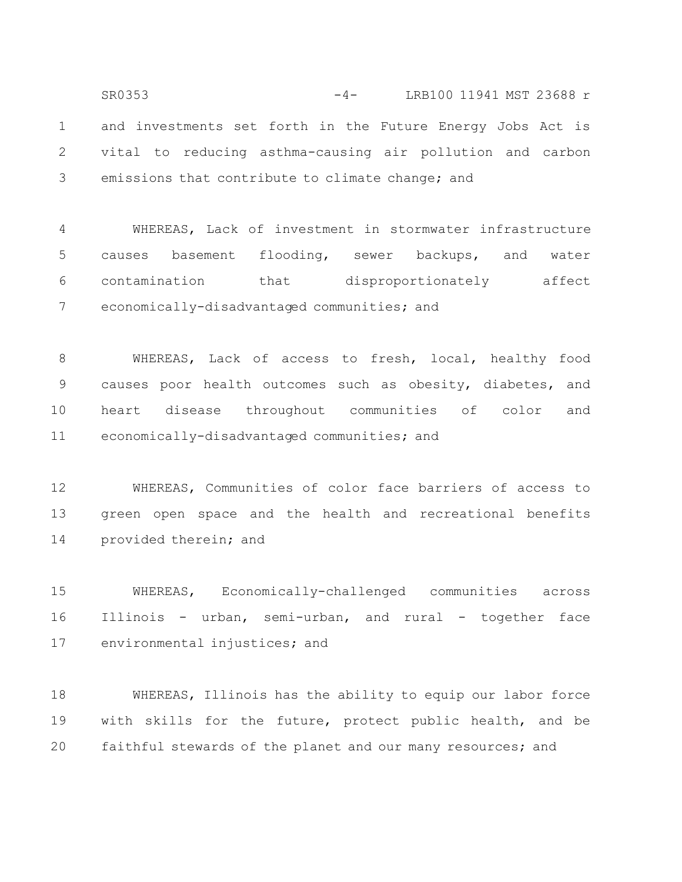and investments set forth in the Future Energy Jobs Act is vital to reducing asthma-causing air pollution and carbon emissions that contribute to climate change; and

WHEREAS, Lack of investment in stormwater infrastructure causes basement flooding, sewer backups, and water contamination that disproportionately affect economically-disadvantaged communities; and

WHEREAS, Lack of access to fresh, local, healthy food causes poor health outcomes such as obesity, diabetes, and heart disease throughout communities of color and economically-disadvantaged communities; and

WHEREAS, Communities of color face barriers of access to green open space and the health and recreational benefits provided therein; and

WHEREAS, Economically-challenged communities across Illinois - urban, semi-urban, and rural - together face environmental injustices; and

WHEREAS, Illinois has the ability to equip our labor force with skills for the future, protect public health, and be faithful stewards of the planet and our many resources; and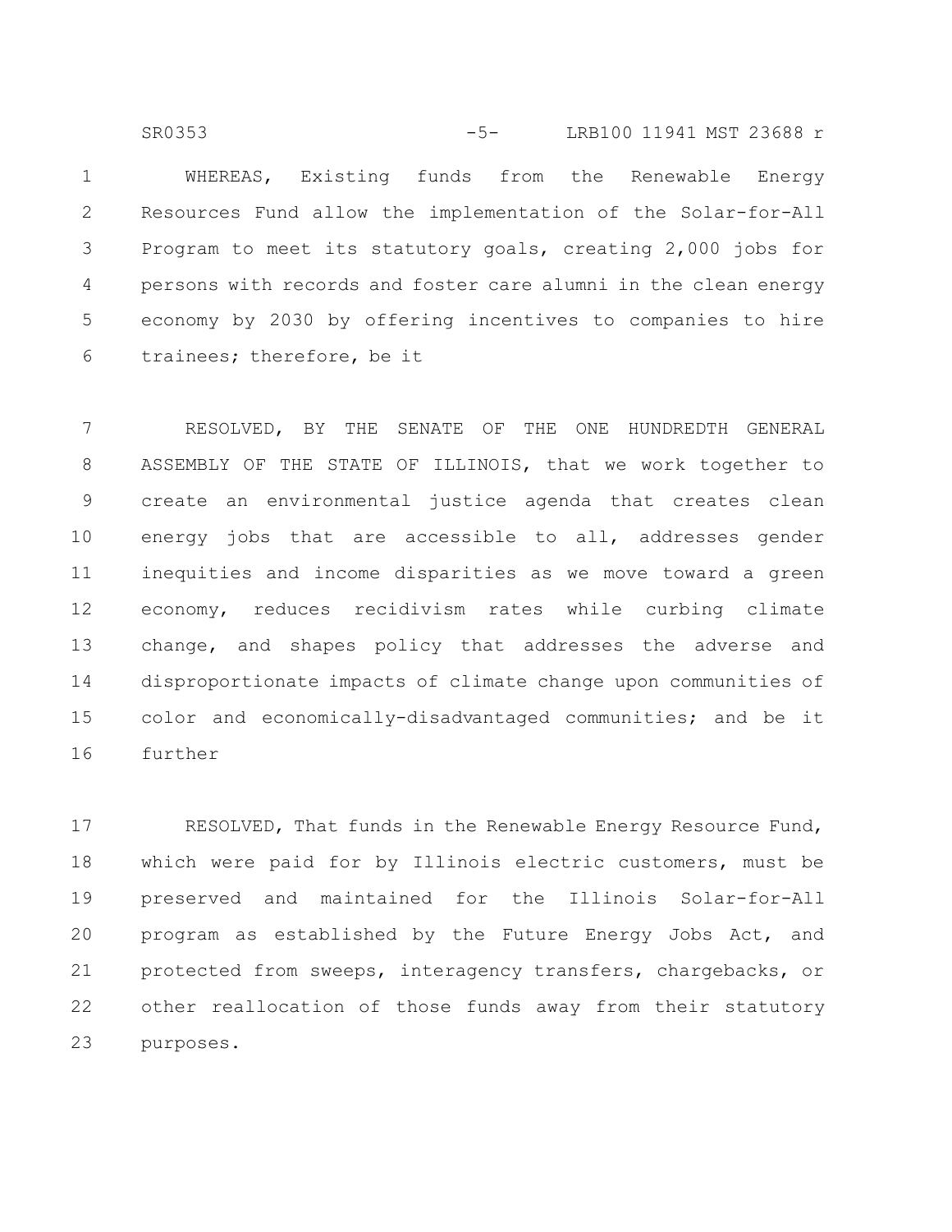WHEREAS, Existing funds from the Renewable Energy Resources Fund allow the implementation of the Solar-for-All Program to meet its statutory goals, creating 2,000 jobs for persons with records and foster care alumni in the clean energy economy by 2030 by offering incentives to companies to hire trainees; therefore, be it

RESOLVED, BY THE SENATE OF THE ONE HUNDREDTH GENERAL ASSEMBLY OF THE STATE OF ILLINOIS, that we work together to create an environmental justice agenda that creates clean energy jobs that are accessible to all, addresses gender inequities and income disparities as we move toward a green economy, reduces recidivism rates while curbing climate change, and shapes policy that addresses the adverse and disproportionate impacts of climate change upon communities of color and economically-disadvantaged communities; and be it further

RESOLVED, That funds in the Renewable Energy Resource Fund, which were paid for by Illinois electric customers, must be preserved and maintained for the Illinois Solar-for-All program as established by the Future Energy Jobs Act, and protected from sweeps, interagency transfers, chargebacks, or other reallocation of those funds away from their statutory purposes.